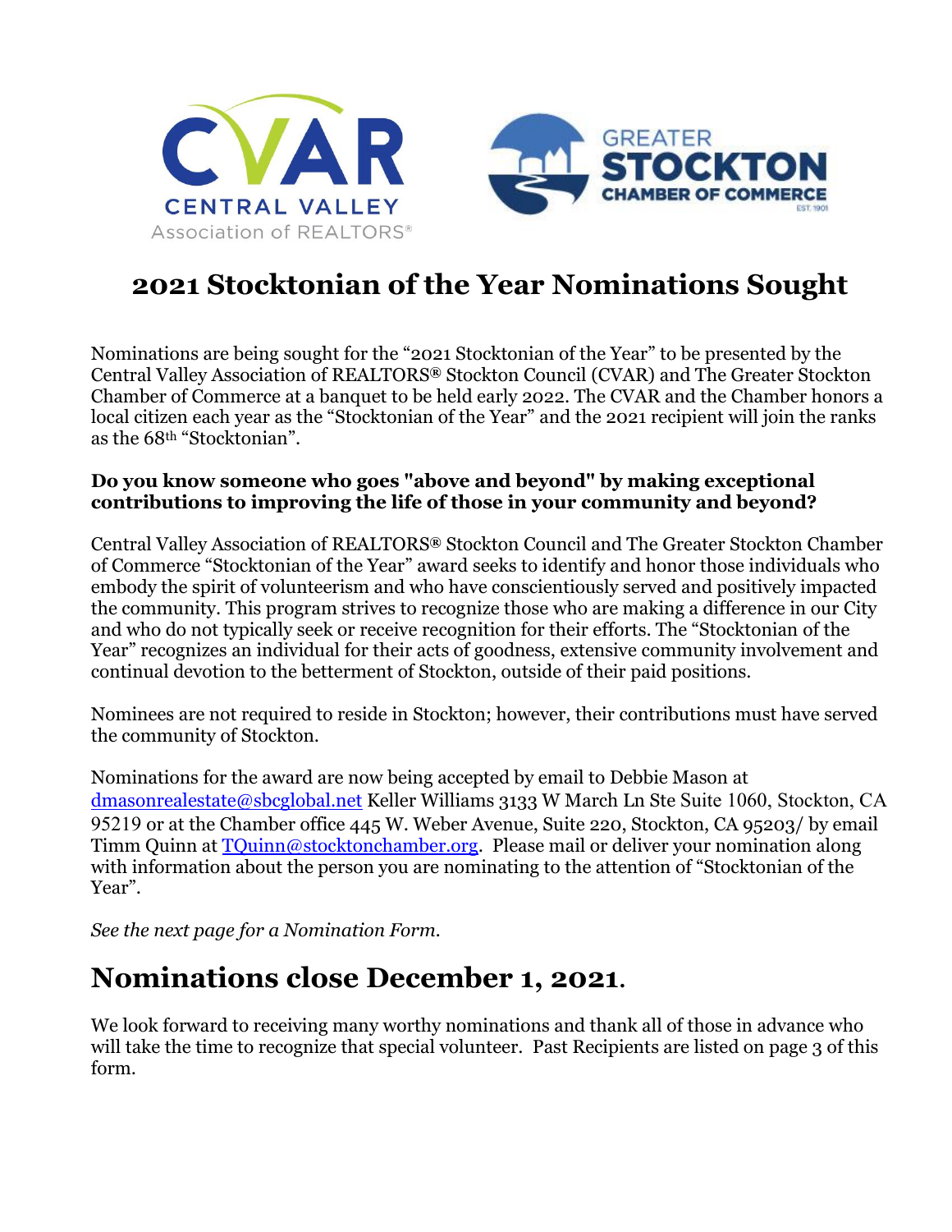# 2021 Stocktonian of the Year Nominations Sought

Nominations are being sought for the "2021 Stocktonian of the Year" to be presented by the Central Valley Association of REALTORS® Stockton Council (CVAR) and The Greater Stockton Chamber of Commerce at a banquet to be held early 2022. The CVAR and the Chamber honors a local citizen each year as the "Stocktonian of the Year" and the 2021 recipient will join the ranks as the 68th "Stocktonian".

**Do you know someone who goes "above and beyond" by making exceptional contributions to improving the life of those in your community and beyond?**

Central Valley Association of REALTORS® Stockton Council and The Greater Stockton Chamber of Commerce "Stocktonian of the Year" award seeks to identify and honor those individuals who embody the spirit of volunteerism and who have conscientiously served and positively impacted the community. This program strives to recognize those who are making a difference in our City and who do not typically seek or receive recognition for their efforts. The "Stocktonian of the Year" recognizes an individual for their acts of goodness, extensive community involvement and continual devotion to the betterment of Stockton, outside of their paid positions.

Nominees are not required to reside in Stockton; however, their contributions must have served the community of Stockton.

Nominations for the award are now being accepted by email to Debbie Mason at dmasonrealestate@sbcglobal.net Keller Williams 3133 W March Ln Ste Suite 1060, Stockton, CA 95219 or at the Chamber office 445 W. Weber Avenue, Suite 220, Stockton, CA 95203/ by email Timm Quinn at TQuinn@stocktonchamber.org. Please mail or deliver your nomination along with information about the person you are nominating to the attention of "Stocktonian of the Year".

*See the next page for a Nomination Form.*

## Nominations close December 1, 2021.

We look forward to receiving many worthy nominations and thank all of those in advance who will take the time to recognize that special volunteer. Past Recipients are listed on page 3 of this form.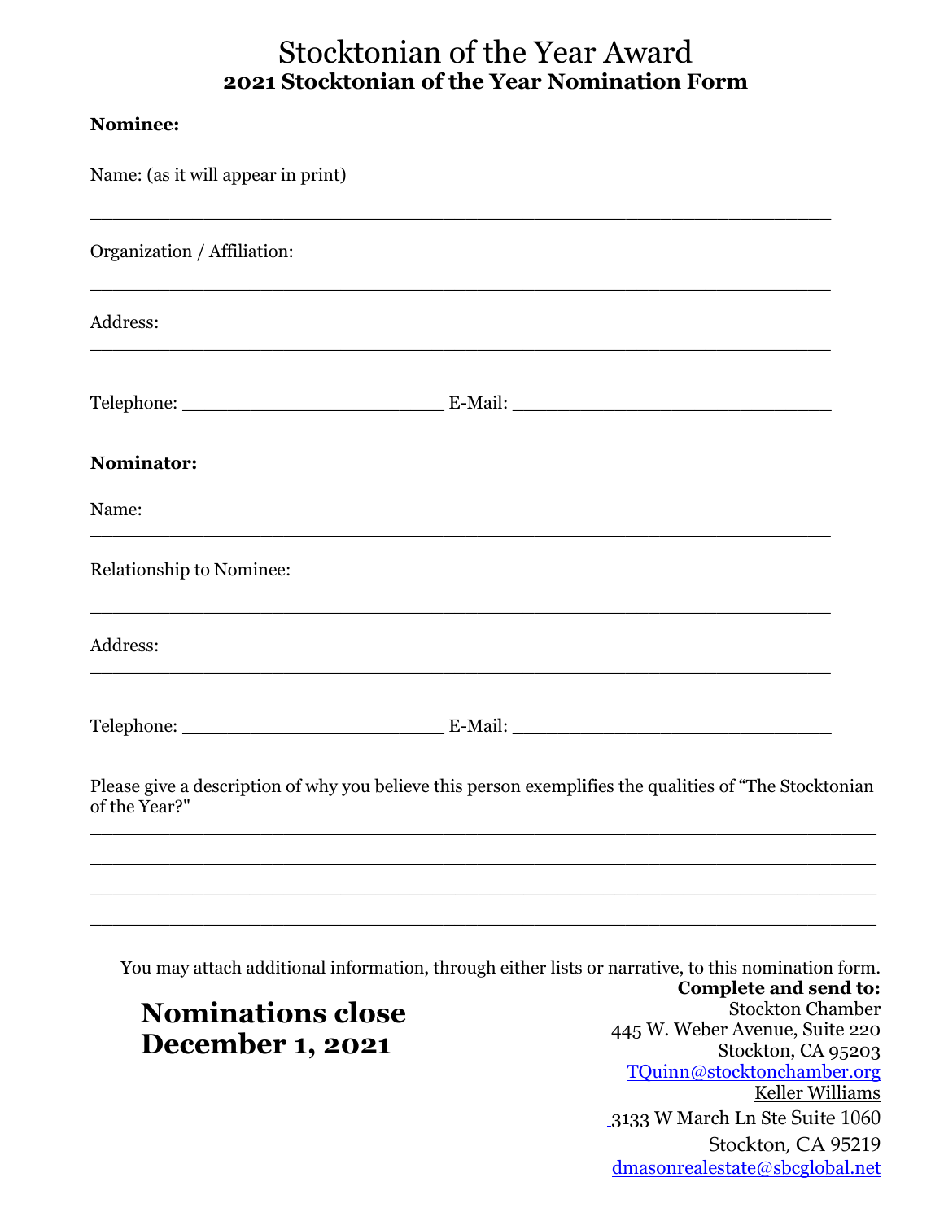# Stocktonian of the Year Award
## 2021 Stocktonian of the Year Nomination Form

**Nominee:**

Name: (as it will appear in print)

_______________________________________________________________

Organization / Affiliation:

_______________________________________________________________

Address:

_______________________________________________________________

Telephone: _______________________ E-Mail: ____________________________

**Nominator:**

Name:

_______________________________________________________________

Relationship to Nominee:

_______________________________________________________________

Address:

_______________________________________________________________

Telephone: _______________________ E-Mail: ____________________________

Please give a description of why you believe this person exemplifies the qualities of "The Stocktonian of the Year?"

_______________________________________________________________

_______________________________________________________________

_______________________________________________________________

_______________________________________________________________

You may attach additional information, through either lists or narrative, to this nomination form.

**Nominations close December 1, 2021**

**Complete and send to:**
Stockton Chamber
445 W. Weber Avenue, Suite 220
Stockton, CA 95203
TQuinn@stocktonchamber.org
Keller Williams
3133 W March Ln Ste Suite 1060
Stockton, CA 95219
dmasonrealestate@sbcglobal.net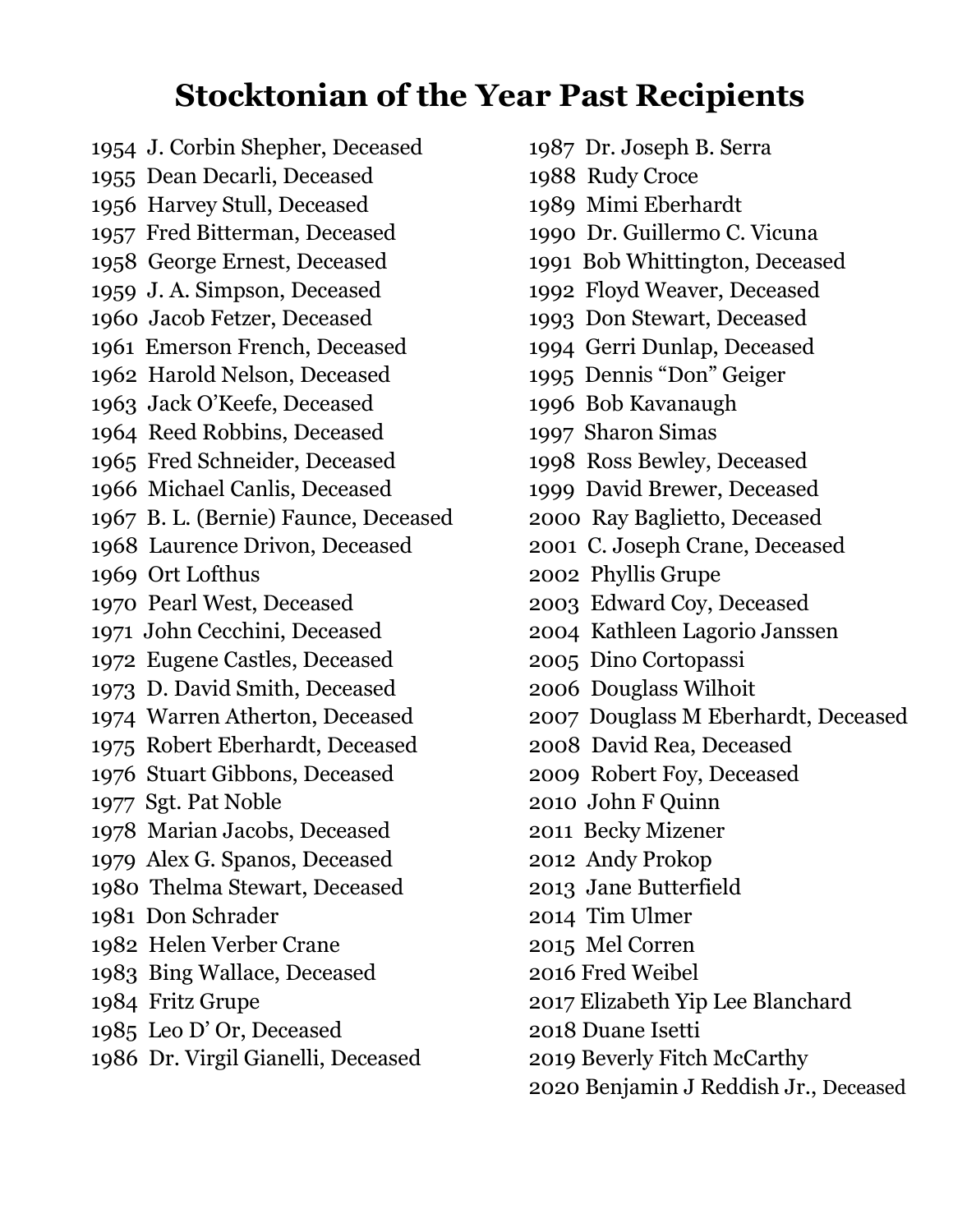# Stocktonian of the Year Past Recipients

1954 J. Corbin Shepher, Deceased
1955 Dean Decarli, Deceased
1956 Harvey Stull, Deceased
1957 Fred Bitterman, Deceased
1958 George Ernest, Deceased
1959 J. A. Simpson, Deceased
1960 Jacob Fetzer, Deceased
1961 Emerson French, Deceased
1962 Harold Nelson, Deceased
1963 Jack O'Keefe, Deceased
1964 Reed Robbins, Deceased
1965 Fred Schneider, Deceased
1966 Michael Canlis, Deceased
1967 B. L. (Bernie) Faunce, Deceased
1968 Laurence Drivon, Deceased
1969 Ort Lofthus
1970 Pearl West, Deceased
1971 John Cecchini, Deceased
1972 Eugene Castles, Deceased
1973 D. David Smith, Deceased
1974 Warren Atherton, Deceased
1975 Robert Eberhardt, Deceased
1976 Stuart Gibbons, Deceased
1977 Sgt. Pat Noble
1978 Marian Jacobs, Deceased
1979 Alex G. Spanos, Deceased
1980 Thelma Stewart, Deceased
1981 Don Schrader
1982 Helen Verber Crane
1983 Bing Wallace, Deceased
1984 Fritz Grupe
1985 Leo D' Or, Deceased
1986 Dr. Virgil Gianelli, Deceased
1987 Dr. Joseph B. Serra
1988 Rudy Croce
1989 Mimi Eberhardt
1990 Dr. Guillermo C. Vicuna
1991 Bob Whittington, Deceased
1992 Floyd Weaver, Deceased
1993 Don Stewart, Deceased
1994 Gerri Dunlap, Deceased
1995 Dennis "Don" Geiger
1996 Bob Kavanaugh
1997 Sharon Simas
1998 Ross Bewley, Deceased
1999 David Brewer, Deceased
2000 Ray Baglietto, Deceased
2001 C. Joseph Crane, Deceased
2002 Phyllis Grupe
2003 Edward Coy, Deceased
2004 Kathleen Lagorio Janssen
2005 Dino Cortopassi
2006 Douglass Wilhoit
2007 Douglass M Eberhardt, Deceased
2008 David Rea, Deceased
2009 Robert Foy, Deceased
2010 John F Quinn
2011 Becky Mizener
2012 Andy Prokop
2013 Jane Butterfield
2014 Tim Ulmer
2015 Mel Corren
2016 Fred Weibel
2017 Elizabeth Yip Lee Blanchard
2018 Duane Isetti
2019 Beverly Fitch McCarthy
2020 Benjamin J Reddish Jr., Deceased